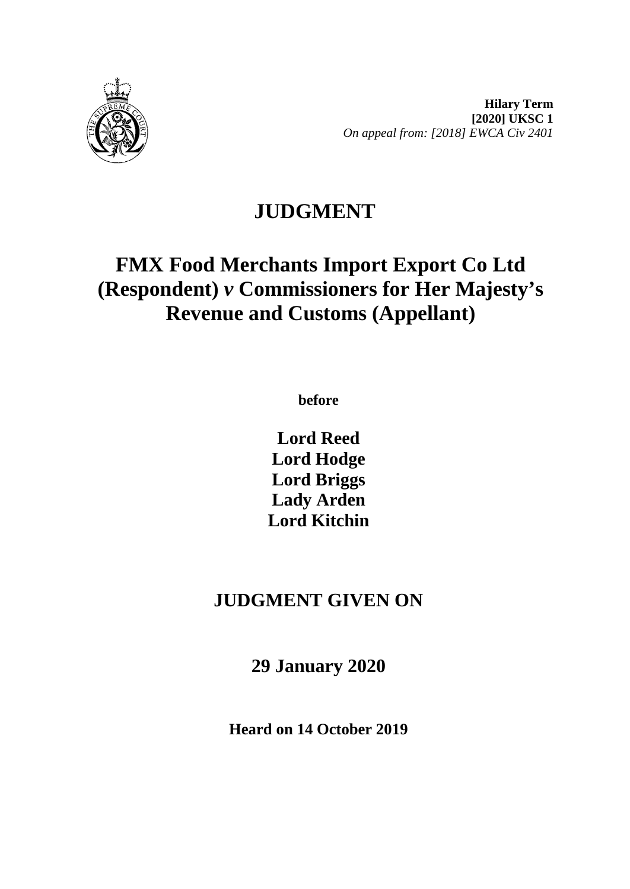**Hilary Term**
**[2020] UKSC 1**
*On appeal from: [2018] EWCA Civ 2401*

# JUDGMENT

# FMX Food Merchants Import Export Co Ltd (Respondent) *v* Commissioners for Her Majesty's Revenue and Customs (Appellant)

**before**

**Lord Reed**
**Lord Hodge**
**Lord Briggs**
**Lady Arden**
**Lord Kitchin**

## JUDGMENT GIVEN ON

## 29 January 2020

**Heard on 14 October 2019**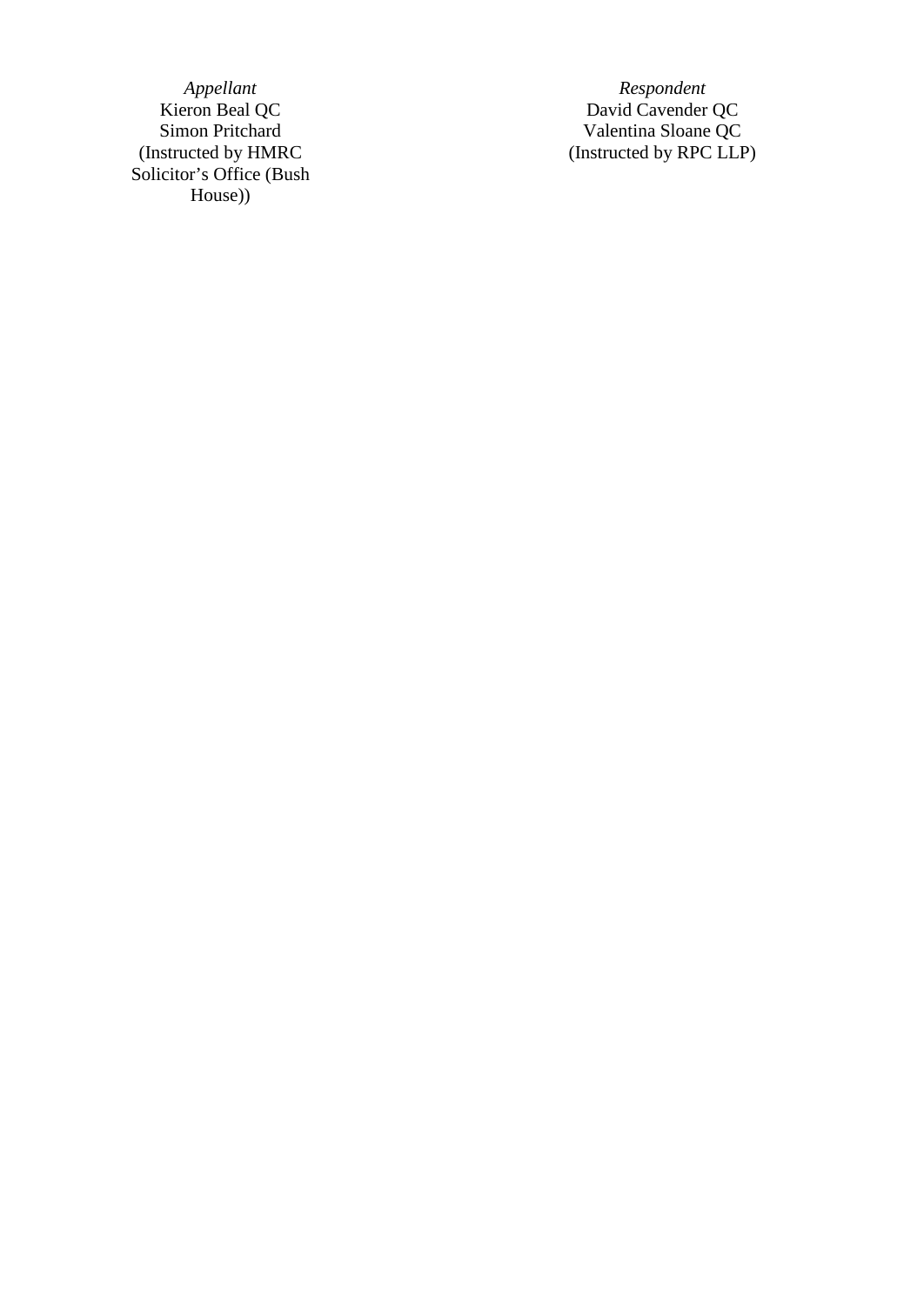| *Appellant* | *Respondent* |
| --- | --- |
| Kieron Beal QC | David Cavender QC |
| Simon Pritchard | Valentina Sloane QC |
| (Instructed by HMRC Solicitor's Office (Bush House)) | (Instructed by RPC LLP) |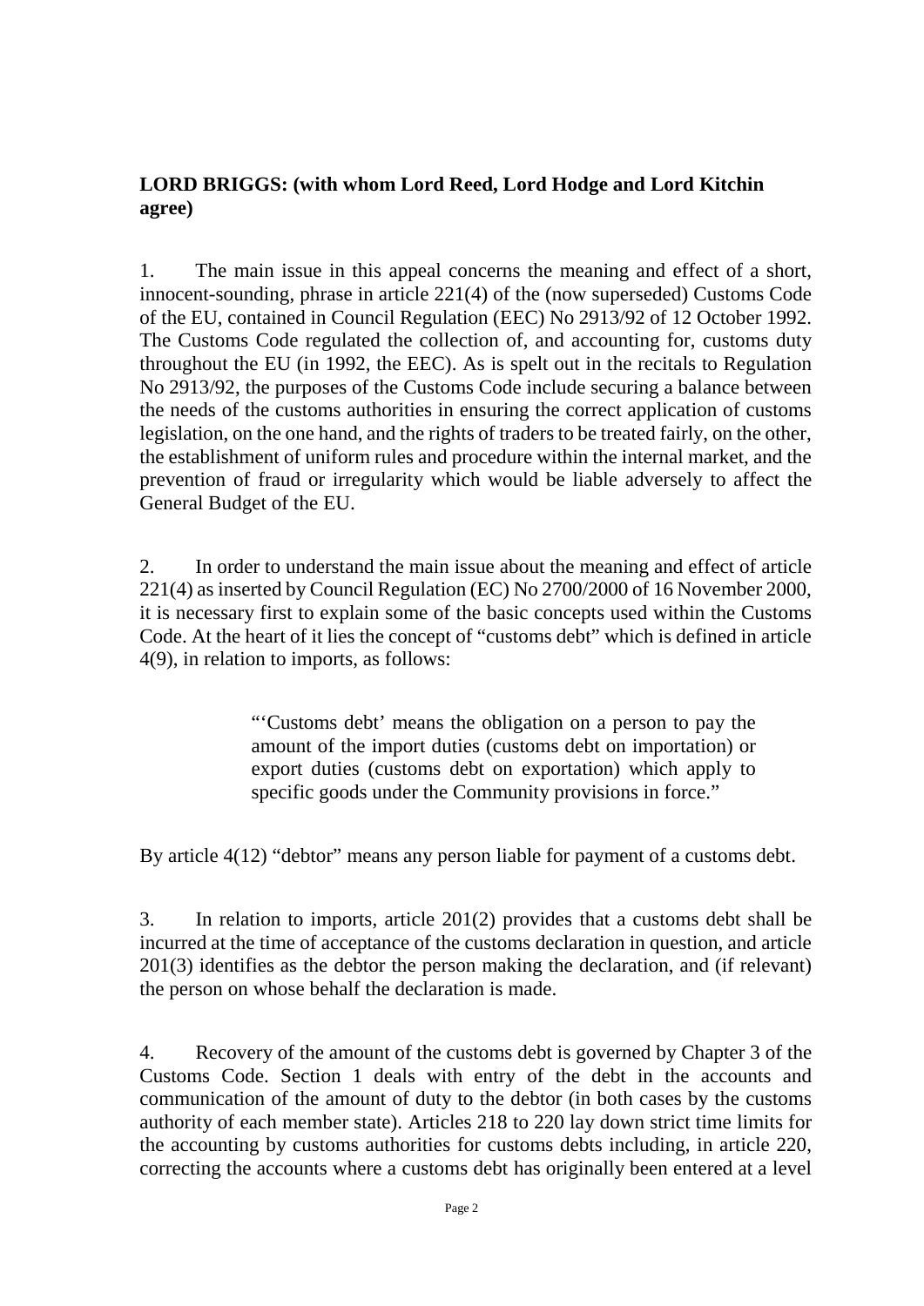**LORD BRIGGS: (with whom Lord Reed, Lord Hodge and Lord Kitchin agree)**

1. The main issue in this appeal concerns the meaning and effect of a short, innocent-sounding, phrase in article 221(4) of the (now superseded) Customs Code of the EU, contained in Council Regulation (EEC) No 2913/92 of 12 October 1992. The Customs Code regulated the collection of, and accounting for, customs duty throughout the EU (in 1992, the EEC). As is spelt out in the recitals to Regulation No 2913/92, the purposes of the Customs Code include securing a balance between the needs of the customs authorities in ensuring the correct application of customs legislation, on the one hand, and the rights of traders to be treated fairly, on the other, the establishment of uniform rules and procedure within the internal market, and the prevention of fraud or irregularity which would be liable adversely to affect the General Budget of the EU.

2. In order to understand the main issue about the meaning and effect of article 221(4) as inserted by Council Regulation (EC) No 2700/2000 of 16 November 2000, it is necessary first to explain some of the basic concepts used within the Customs Code. At the heart of it lies the concept of "customs debt" which is defined in article 4(9), in relation to imports, as follows:

> "'Customs debt' means the obligation on a person to pay the amount of the import duties (customs debt on importation) or export duties (customs debt on exportation) which apply to specific goods under the Community provisions in force."

By article 4(12) "debtor" means any person liable for payment of a customs debt.

3. In relation to imports, article 201(2) provides that a customs debt shall be incurred at the time of acceptance of the customs declaration in question, and article 201(3) identifies as the debtor the person making the declaration, and (if relevant) the person on whose behalf the declaration is made.

4. Recovery of the amount of the customs debt is governed by Chapter 3 of the Customs Code. Section 1 deals with entry of the debt in the accounts and communication of the amount of duty to the debtor (in both cases by the customs authority of each member state). Articles 218 to 220 lay down strict time limits for the accounting by customs authorities for customs debts including, in article 220, correcting the accounts where a customs debt has originally been entered at a level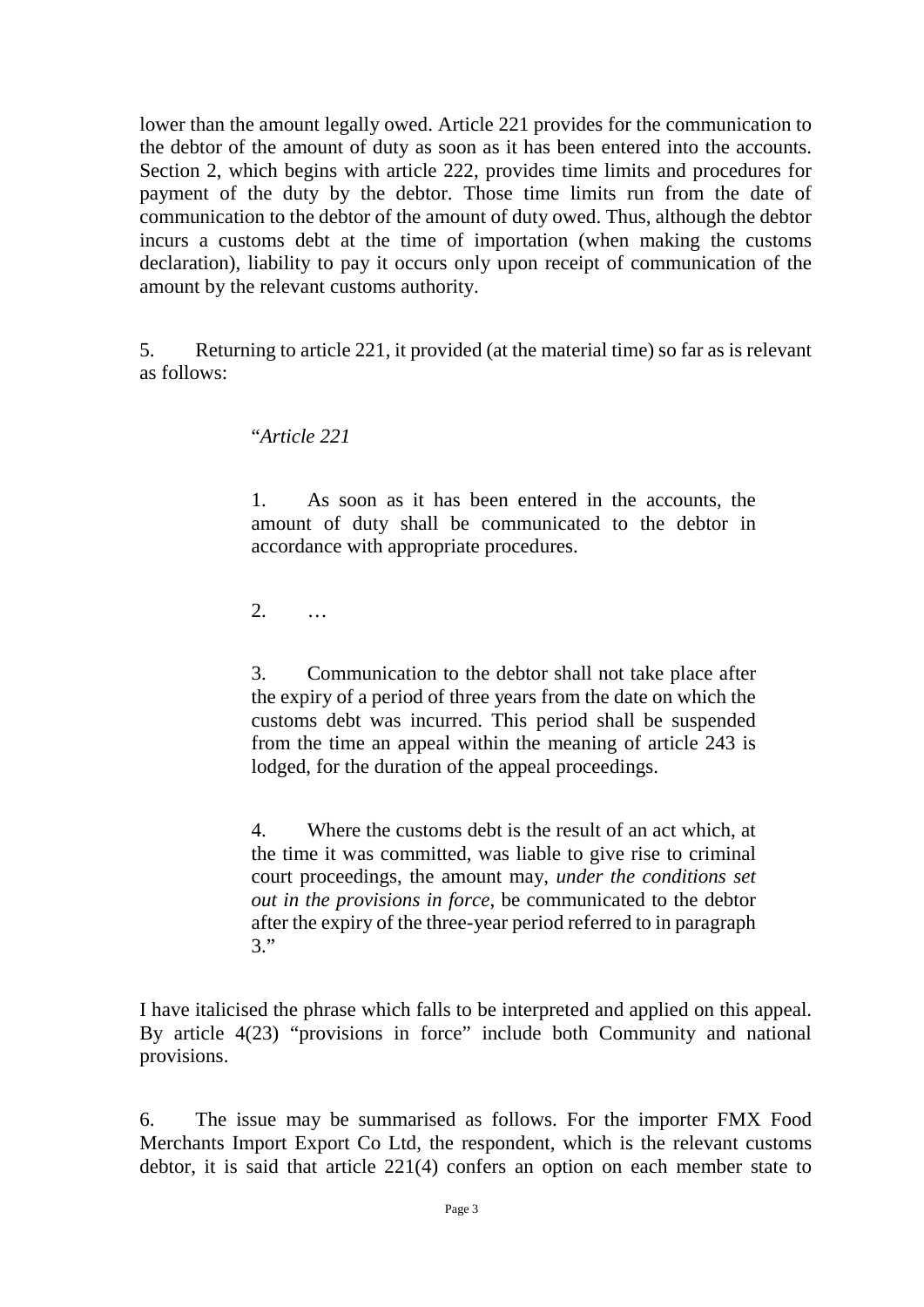lower than the amount legally owed. Article 221 provides for the communication to the debtor of the amount of duty as soon as it has been entered into the accounts. Section 2, which begins with article 222, provides time limits and procedures for payment of the duty by the debtor. Those time limits run from the date of communication to the debtor of the amount of duty owed. Thus, although the debtor incurs a customs debt at the time of importation (when making the customs declaration), liability to pay it occurs only upon receipt of communication of the amount by the relevant customs authority.

5. Returning to article 221, it provided (at the material time) so far as is relevant as follows:

> "*Article 221*
>
> 1. As soon as it has been entered in the accounts, the amount of duty shall be communicated to the debtor in accordance with appropriate procedures.
>
> 2. …
>
> 3. Communication to the debtor shall not take place after the expiry of a period of three years from the date on which the customs debt was incurred. This period shall be suspended from the time an appeal within the meaning of article 243 is lodged, for the duration of the appeal proceedings.
>
> 4. Where the customs debt is the result of an act which, at the time it was committed, was liable to give rise to criminal court proceedings, the amount may, *under the conditions set out in the provisions in force*, be communicated to the debtor after the expiry of the three-year period referred to in paragraph 3."

I have italicised the phrase which falls to be interpreted and applied on this appeal. By article 4(23) "provisions in force" include both Community and national provisions.

6. The issue may be summarised as follows. For the importer FMX Food Merchants Import Export Co Ltd, the respondent, which is the relevant customs debtor, it is said that article 221(4) confers an option on each member state to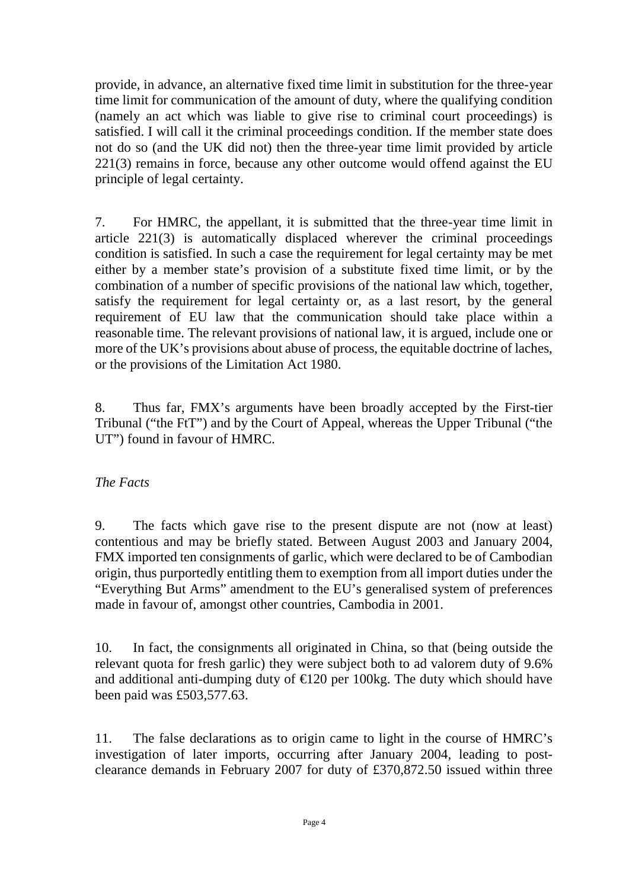provide, in advance, an alternative fixed time limit in substitution for the three-year time limit for communication of the amount of duty, where the qualifying condition (namely an act which was liable to give rise to criminal court proceedings) is satisfied. I will call it the criminal proceedings condition. If the member state does not do so (and the UK did not) then the three-year time limit provided by article 221(3) remains in force, because any other outcome would offend against the EU principle of legal certainty.

7. For HMRC, the appellant, it is submitted that the three-year time limit in article 221(3) is automatically displaced wherever the criminal proceedings condition is satisfied. In such a case the requirement for legal certainty may be met either by a member state's provision of a substitute fixed time limit, or by the combination of a number of specific provisions of the national law which, together, satisfy the requirement for legal certainty or, as a last resort, by the general requirement of EU law that the communication should take place within a reasonable time. The relevant provisions of national law, it is argued, include one or more of the UK's provisions about abuse of process, the equitable doctrine of laches, or the provisions of the Limitation Act 1980.

8. Thus far, FMX's arguments have been broadly accepted by the First-tier Tribunal ("the FtT") and by the Court of Appeal, whereas the Upper Tribunal ("the UT") found in favour of HMRC.

*The Facts*

9. The facts which gave rise to the present dispute are not (now at least) contentious and may be briefly stated. Between August 2003 and January 2004, FMX imported ten consignments of garlic, which were declared to be of Cambodian origin, thus purportedly entitling them to exemption from all import duties under the "Everything But Arms" amendment to the EU's generalised system of preferences made in favour of, amongst other countries, Cambodia in 2001.

10. In fact, the consignments all originated in China, so that (being outside the relevant quota for fresh garlic) they were subject both to ad valorem duty of 9.6% and additional anti-dumping duty of €120 per 100kg. The duty which should have been paid was £503,577.63.

11. The false declarations as to origin came to light in the course of HMRC's investigation of later imports, occurring after January 2004, leading to post-clearance demands in February 2007 for duty of £370,872.50 issued within three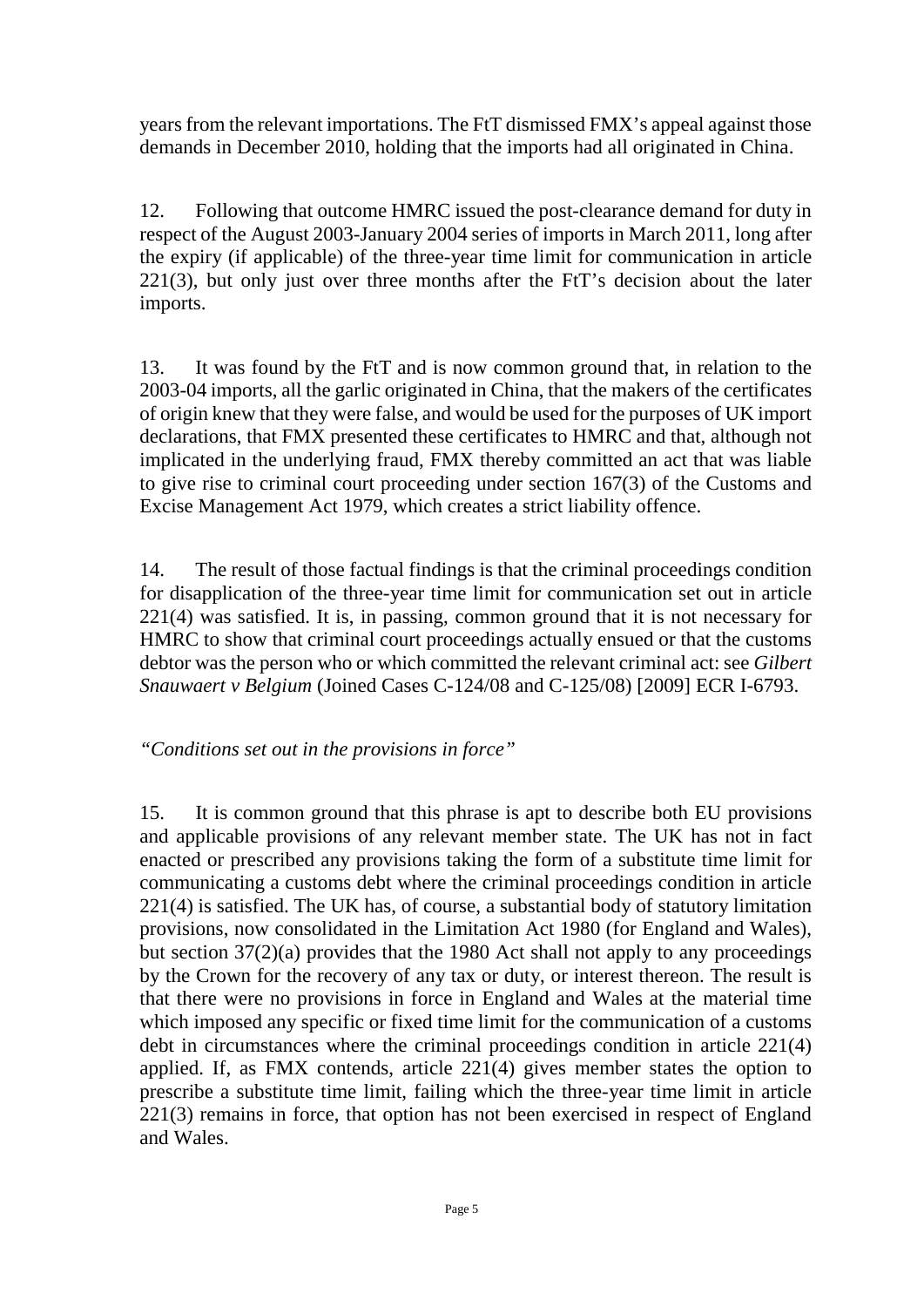years from the relevant importations. The FtT dismissed FMX's appeal against those demands in December 2010, holding that the imports had all originated in China.

12. Following that outcome HMRC issued the post-clearance demand for duty in respect of the August 2003-January 2004 series of imports in March 2011, long after the expiry (if applicable) of the three-year time limit for communication in article 221(3), but only just over three months after the FtT's decision about the later imports.

13. It was found by the FtT and is now common ground that, in relation to the 2003-04 imports, all the garlic originated in China, that the makers of the certificates of origin knew that they were false, and would be used for the purposes of UK import declarations, that FMX presented these certificates to HMRC and that, although not implicated in the underlying fraud, FMX thereby committed an act that was liable to give rise to criminal court proceeding under section 167(3) of the Customs and Excise Management Act 1979, which creates a strict liability offence.

14. The result of those factual findings is that the criminal proceedings condition for disapplication of the three-year time limit for communication set out in article 221(4) was satisfied. It is, in passing, common ground that it is not necessary for HMRC to show that criminal court proceedings actually ensued or that the customs debtor was the person who or which committed the relevant criminal act: see *Gilbert Snauwaert v Belgium* (Joined Cases C-124/08 and C-125/08) [2009] ECR I-6793.

*"Conditions set out in the provisions in force"*

15. It is common ground that this phrase is apt to describe both EU provisions and applicable provisions of any relevant member state. The UK has not in fact enacted or prescribed any provisions taking the form of a substitute time limit for communicating a customs debt where the criminal proceedings condition in article 221(4) is satisfied. The UK has, of course, a substantial body of statutory limitation provisions, now consolidated in the Limitation Act 1980 (for England and Wales), but section 37(2)(a) provides that the 1980 Act shall not apply to any proceedings by the Crown for the recovery of any tax or duty, or interest thereon. The result is that there were no provisions in force in England and Wales at the material time which imposed any specific or fixed time limit for the communication of a customs debt in circumstances where the criminal proceedings condition in article 221(4) applied. If, as FMX contends, article 221(4) gives member states the option to prescribe a substitute time limit, failing which the three-year time limit in article 221(3) remains in force, that option has not been exercised in respect of England and Wales.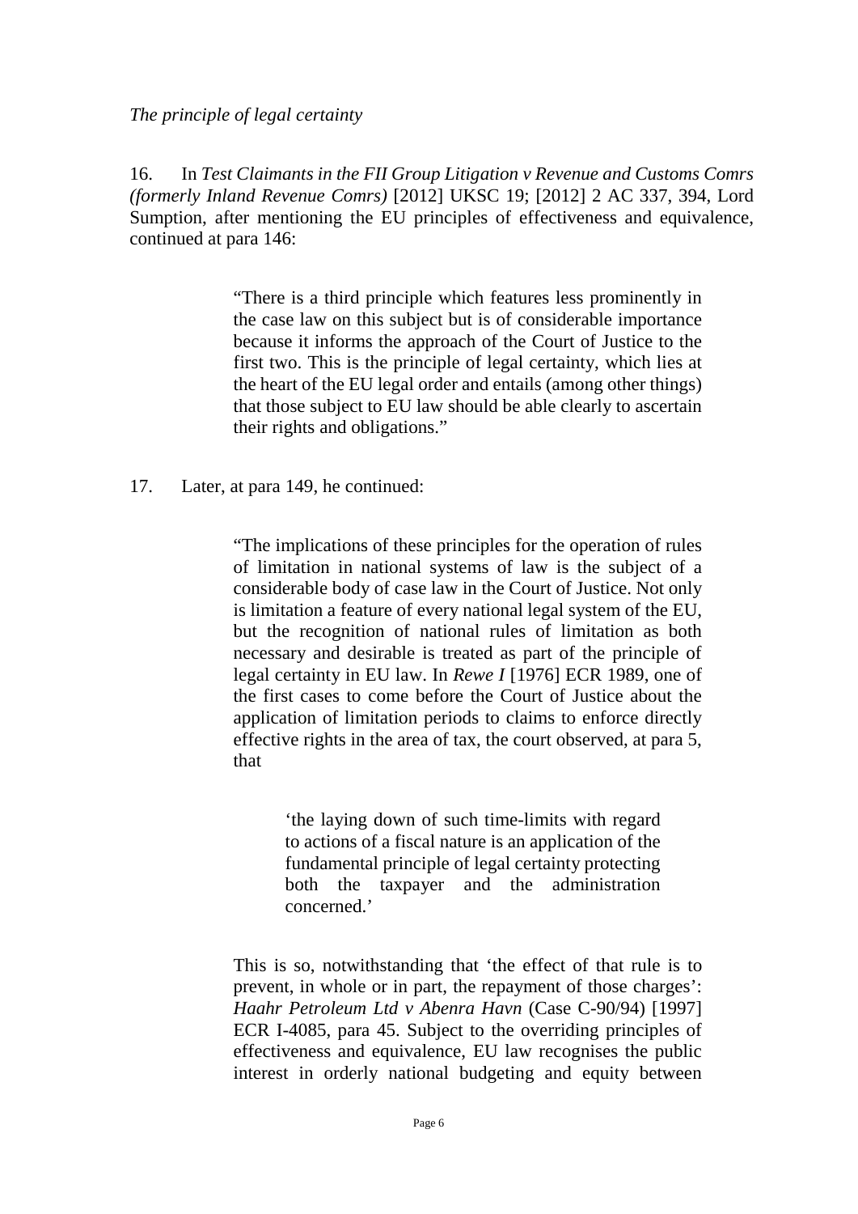*The principle of legal certainty*

16. In *Test Claimants in the FII Group Litigation v Revenue and Customs Comrs (formerly Inland Revenue Comrs)* [2012] UKSC 19; [2012] 2 AC 337, 394, Lord Sumption, after mentioning the EU principles of effectiveness and equivalence, continued at para 146:

> "There is a third principle which features less prominently in the case law on this subject but is of considerable importance because it informs the approach of the Court of Justice to the first two. This is the principle of legal certainty, which lies at the heart of the EU legal order and entails (among other things) that those subject to EU law should be able clearly to ascertain their rights and obligations."

17. Later, at para 149, he continued:

> "The implications of these principles for the operation of rules of limitation in national systems of law is the subject of a considerable body of case law in the Court of Justice. Not only is limitation a feature of every national legal system of the EU, but the recognition of national rules of limitation as both necessary and desirable is treated as part of the principle of legal certainty in EU law. In *Rewe I* [1976] ECR 1989, one of the first cases to come before the Court of Justice about the application of limitation periods to claims to enforce directly effective rights in the area of tax, the court observed, at para 5, that
>
> > 'the laying down of such time-limits with regard to actions of a fiscal nature is an application of the fundamental principle of legal certainty protecting both the taxpayer and the administration concerned.'
>
> This is so, notwithstanding that 'the effect of that rule is to prevent, in whole or in part, the repayment of those charges': *Haahr Petroleum Ltd v Abenra Havn* (Case C-90/94) [1997] ECR I-4085, para 45. Subject to the overriding principles of effectiveness and equivalence, EU law recognises the public interest in orderly national budgeting and equity between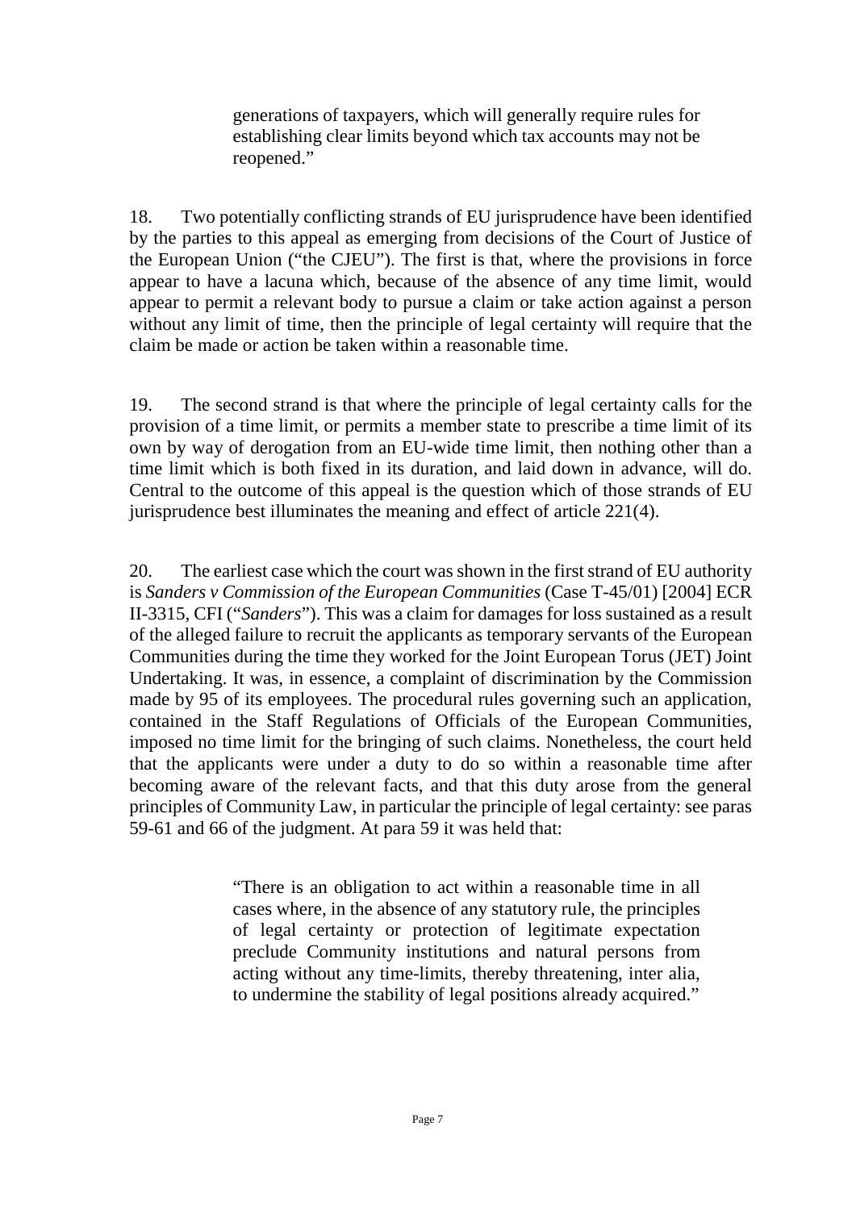> generations of taxpayers, which will generally require rules for establishing clear limits beyond which tax accounts may not be reopened."

18. Two potentially conflicting strands of EU jurisprudence have been identified by the parties to this appeal as emerging from decisions of the Court of Justice of the European Union ("the CJEU"). The first is that, where the provisions in force appear to have a lacuna which, because of the absence of any time limit, would appear to permit a relevant body to pursue a claim or take action against a person without any limit of time, then the principle of legal certainty will require that the claim be made or action be taken within a reasonable time.

19. The second strand is that where the principle of legal certainty calls for the provision of a time limit, or permits a member state to prescribe a time limit of its own by way of derogation from an EU-wide time limit, then nothing other than a time limit which is both fixed in its duration, and laid down in advance, will do. Central to the outcome of this appeal is the question which of those strands of EU jurisprudence best illuminates the meaning and effect of article 221(4).

20. The earliest case which the court was shown in the first strand of EU authority is *Sanders v Commission of the European Communities* (Case T-45/01) [2004] ECR II-3315, CFI ("*Sanders*"). This was a claim for damages for loss sustained as a result of the alleged failure to recruit the applicants as temporary servants of the European Communities during the time they worked for the Joint European Torus (JET) Joint Undertaking. It was, in essence, a complaint of discrimination by the Commission made by 95 of its employees. The procedural rules governing such an application, contained in the Staff Regulations of Officials of the European Communities, imposed no time limit for the bringing of such claims. Nonetheless, the court held that the applicants were under a duty to do so within a reasonable time after becoming aware of the relevant facts, and that this duty arose from the general principles of Community Law, in particular the principle of legal certainty: see paras 59-61 and 66 of the judgment. At para 59 it was held that:

> "There is an obligation to act within a reasonable time in all cases where, in the absence of any statutory rule, the principles of legal certainty or protection of legitimate expectation preclude Community institutions and natural persons from acting without any time-limits, thereby threatening, inter alia, to undermine the stability of legal positions already acquired."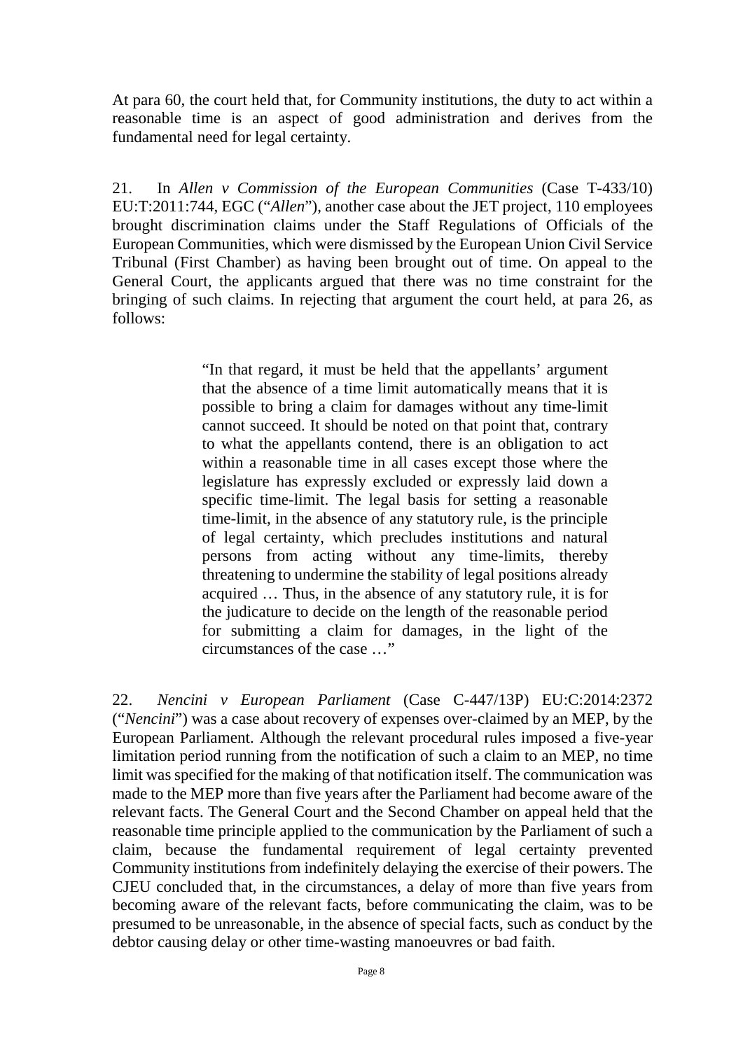At para 60, the court held that, for Community institutions, the duty to act within a reasonable time is an aspect of good administration and derives from the fundamental need for legal certainty.

21. In *Allen v Commission of the European Communities* (Case T-433/10) EU:T:2011:744, EGC ("*Allen*"), another case about the JET project, 110 employees brought discrimination claims under the Staff Regulations of Officials of the European Communities, which were dismissed by the European Union Civil Service Tribunal (First Chamber) as having been brought out of time. On appeal to the General Court, the applicants argued that there was no time constraint for the bringing of such claims. In rejecting that argument the court held, at para 26, as follows:

> "In that regard, it must be held that the appellants' argument that the absence of a time limit automatically means that it is possible to bring a claim for damages without any time-limit cannot succeed. It should be noted on that point that, contrary to what the appellants contend, there is an obligation to act within a reasonable time in all cases except those where the legislature has expressly excluded or expressly laid down a specific time-limit. The legal basis for setting a reasonable time-limit, in the absence of any statutory rule, is the principle of legal certainty, which precludes institutions and natural persons from acting without any time-limits, thereby threatening to undermine the stability of legal positions already acquired … Thus, in the absence of any statutory rule, it is for the judicature to decide on the length of the reasonable period for submitting a claim for damages, in the light of the circumstances of the case …"

22. *Nencini v European Parliament* (Case C-447/13P) EU:C:2014:2372 ("*Nencini*") was a case about recovery of expenses over-claimed by an MEP, by the European Parliament. Although the relevant procedural rules imposed a five-year limitation period running from the notification of such a claim to an MEP, no time limit was specified for the making of that notification itself. The communication was made to the MEP more than five years after the Parliament had become aware of the relevant facts. The General Court and the Second Chamber on appeal held that the reasonable time principle applied to the communication by the Parliament of such a claim, because the fundamental requirement of legal certainty prevented Community institutions from indefinitely delaying the exercise of their powers. The CJEU concluded that, in the circumstances, a delay of more than five years from becoming aware of the relevant facts, before communicating the claim, was to be presumed to be unreasonable, in the absence of special facts, such as conduct by the debtor causing delay or other time-wasting manoeuvres or bad faith.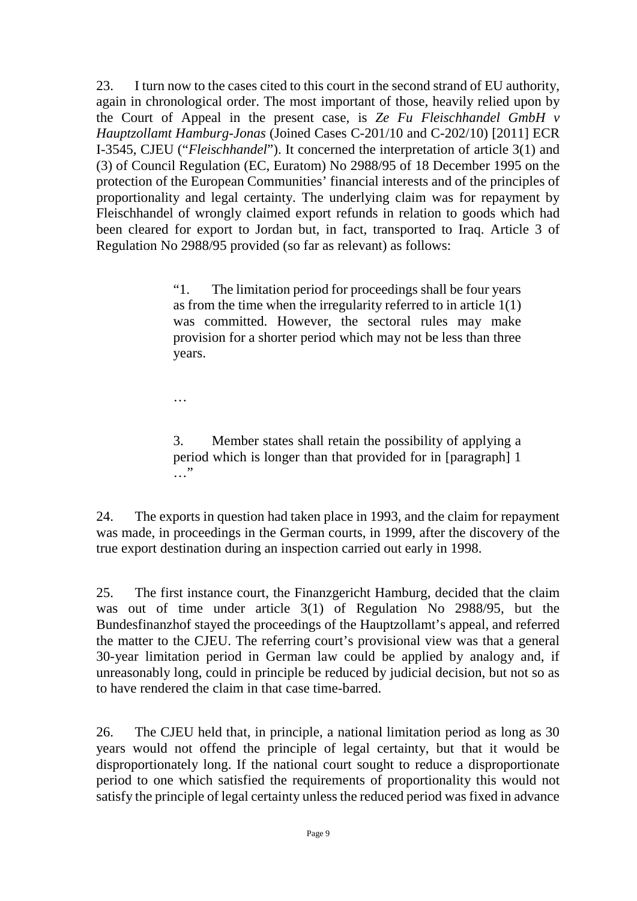23. I turn now to the cases cited to this court in the second strand of EU authority, again in chronological order. The most important of those, heavily relied upon by the Court of Appeal in the present case, is *Ze Fu Fleischhandel GmbH v Hauptzollamt Hamburg-Jonas* (Joined Cases C-201/10 and C-202/10) [2011] ECR I-3545, CJEU ("*Fleischhandel*"). It concerned the interpretation of article 3(1) and (3) of Council Regulation (EC, Euratom) No 2988/95 of 18 December 1995 on the protection of the European Communities' financial interests and of the principles of proportionality and legal certainty. The underlying claim was for repayment by Fleischhandel of wrongly claimed export refunds in relation to goods which had been cleared for export to Jordan but, in fact, transported to Iraq. Article 3 of Regulation No 2988/95 provided (so far as relevant) as follows:

> "1. The limitation period for proceedings shall be four years as from the time when the irregularity referred to in article 1(1) was committed. However, the sectoral rules may make provision for a shorter period which may not be less than three years.
>
> …
>
> 3. Member states shall retain the possibility of applying a period which is longer than that provided for in [paragraph] 1 …"

24. The exports in question had taken place in 1993, and the claim for repayment was made, in proceedings in the German courts, in 1999, after the discovery of the true export destination during an inspection carried out early in 1998.

25. The first instance court, the Finanzgericht Hamburg, decided that the claim was out of time under article 3(1) of Regulation No 2988/95, but the Bundesfinanzhof stayed the proceedings of the Hauptzollamt's appeal, and referred the matter to the CJEU. The referring court's provisional view was that a general 30-year limitation period in German law could be applied by analogy and, if unreasonably long, could in principle be reduced by judicial decision, but not so as to have rendered the claim in that case time-barred.

26. The CJEU held that, in principle, a national limitation period as long as 30 years would not offend the principle of legal certainty, but that it would be disproportionately long. If the national court sought to reduce a disproportionate period to one which satisfied the requirements of proportionality this would not satisfy the principle of legal certainty unless the reduced period was fixed in advance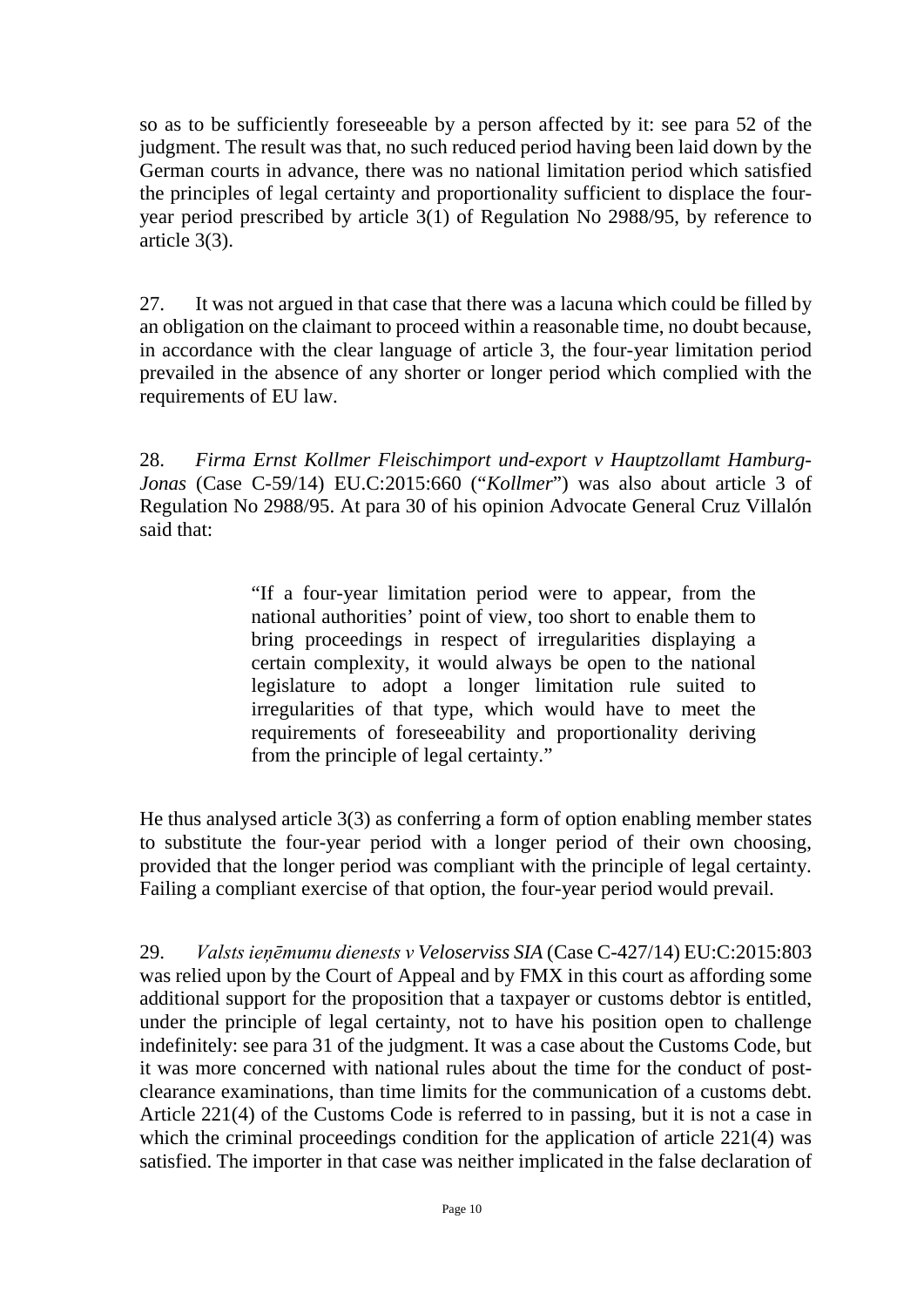so as to be sufficiently foreseeable by a person affected by it: see para 52 of the judgment. The result was that, no such reduced period having been laid down by the German courts in advance, there was no national limitation period which satisfied the principles of legal certainty and proportionality sufficient to displace the four-year period prescribed by article 3(1) of Regulation No 2988/95, by reference to article 3(3).

27. It was not argued in that case that there was a lacuna which could be filled by an obligation on the claimant to proceed within a reasonable time, no doubt because, in accordance with the clear language of article 3, the four-year limitation period prevailed in the absence of any shorter or longer period which complied with the requirements of EU law.

28. *Firma Ernst Kollmer Fleischimport und-export v Hauptzollamt Hamburg-Jonas* (Case C-59/14) EU.C:2015:660 ("*Kollmer*") was also about article 3 of Regulation No 2988/95. At para 30 of his opinion Advocate General Cruz Villalón said that:

> "If a four-year limitation period were to appear, from the national authorities' point of view, too short to enable them to bring proceedings in respect of irregularities displaying a certain complexity, it would always be open to the national legislature to adopt a longer limitation rule suited to irregularities of that type, which would have to meet the requirements of foreseeability and proportionality deriving from the principle of legal certainty."

He thus analysed article 3(3) as conferring a form of option enabling member states to substitute the four-year period with a longer period of their own choosing, provided that the longer period was compliant with the principle of legal certainty. Failing a compliant exercise of that option, the four-year period would prevail.

29. *Valsts ieņēmumu dienests v Veloserviss SIA* (Case C-427/14) EU:C:2015:803 was relied upon by the Court of Appeal and by FMX in this court as affording some additional support for the proposition that a taxpayer or customs debtor is entitled, under the principle of legal certainty, not to have his position open to challenge indefinitely: see para 31 of the judgment. It was a case about the Customs Code, but it was more concerned with national rules about the time for the conduct of post-clearance examinations, than time limits for the communication of a customs debt. Article 221(4) of the Customs Code is referred to in passing, but it is not a case in which the criminal proceedings condition for the application of article 221(4) was satisfied. The importer in that case was neither implicated in the false declaration of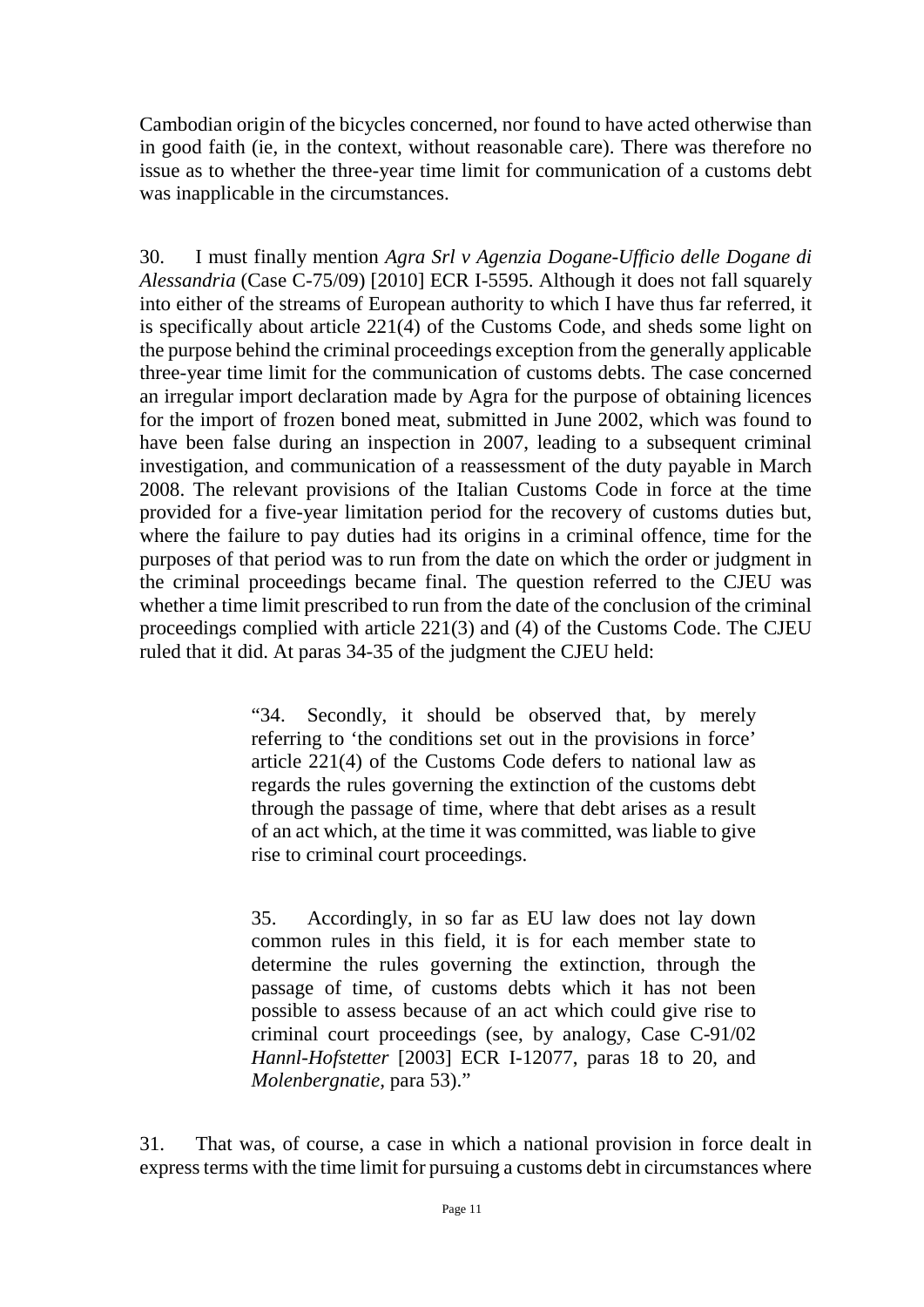Cambodian origin of the bicycles concerned, nor found to have acted otherwise than in good faith (ie, in the context, without reasonable care). There was therefore no issue as to whether the three-year time limit for communication of a customs debt was inapplicable in the circumstances.

30. I must finally mention *Agra Srl v Agenzia Dogane-Ufficio delle Dogane di Alessandria* (Case C-75/09) [2010] ECR I-5595. Although it does not fall squarely into either of the streams of European authority to which I have thus far referred, it is specifically about article 221(4) of the Customs Code, and sheds some light on the purpose behind the criminal proceedings exception from the generally applicable three-year time limit for the communication of customs debts. The case concerned an irregular import declaration made by Agra for the purpose of obtaining licences for the import of frozen boned meat, submitted in June 2002, which was found to have been false during an inspection in 2007, leading to a subsequent criminal investigation, and communication of a reassessment of the duty payable in March 2008. The relevant provisions of the Italian Customs Code in force at the time provided for a five-year limitation period for the recovery of customs duties but, where the failure to pay duties had its origins in a criminal offence, time for the purposes of that period was to run from the date on which the order or judgment in the criminal proceedings became final. The question referred to the CJEU was whether a time limit prescribed to run from the date of the conclusion of the criminal proceedings complied with article 221(3) and (4) of the Customs Code. The CJEU ruled that it did. At paras 34-35 of the judgment the CJEU held:

> "34. Secondly, it should be observed that, by merely referring to 'the conditions set out in the provisions in force' article 221(4) of the Customs Code defers to national law as regards the rules governing the extinction of the customs debt through the passage of time, where that debt arises as a result of an act which, at the time it was committed, was liable to give rise to criminal court proceedings.
>
> 35. Accordingly, in so far as EU law does not lay down common rules in this field, it is for each member state to determine the rules governing the extinction, through the passage of time, of customs debts which it has not been possible to assess because of an act which could give rise to criminal court proceedings (see, by analogy, Case C-91/02 *Hannl-Hofstetter* [2003] ECR I-12077, paras 18 to 20, and *Molenbergnatie*, para 53)."

31. That was, of course, a case in which a national provision in force dealt in express terms with the time limit for pursuing a customs debt in circumstances where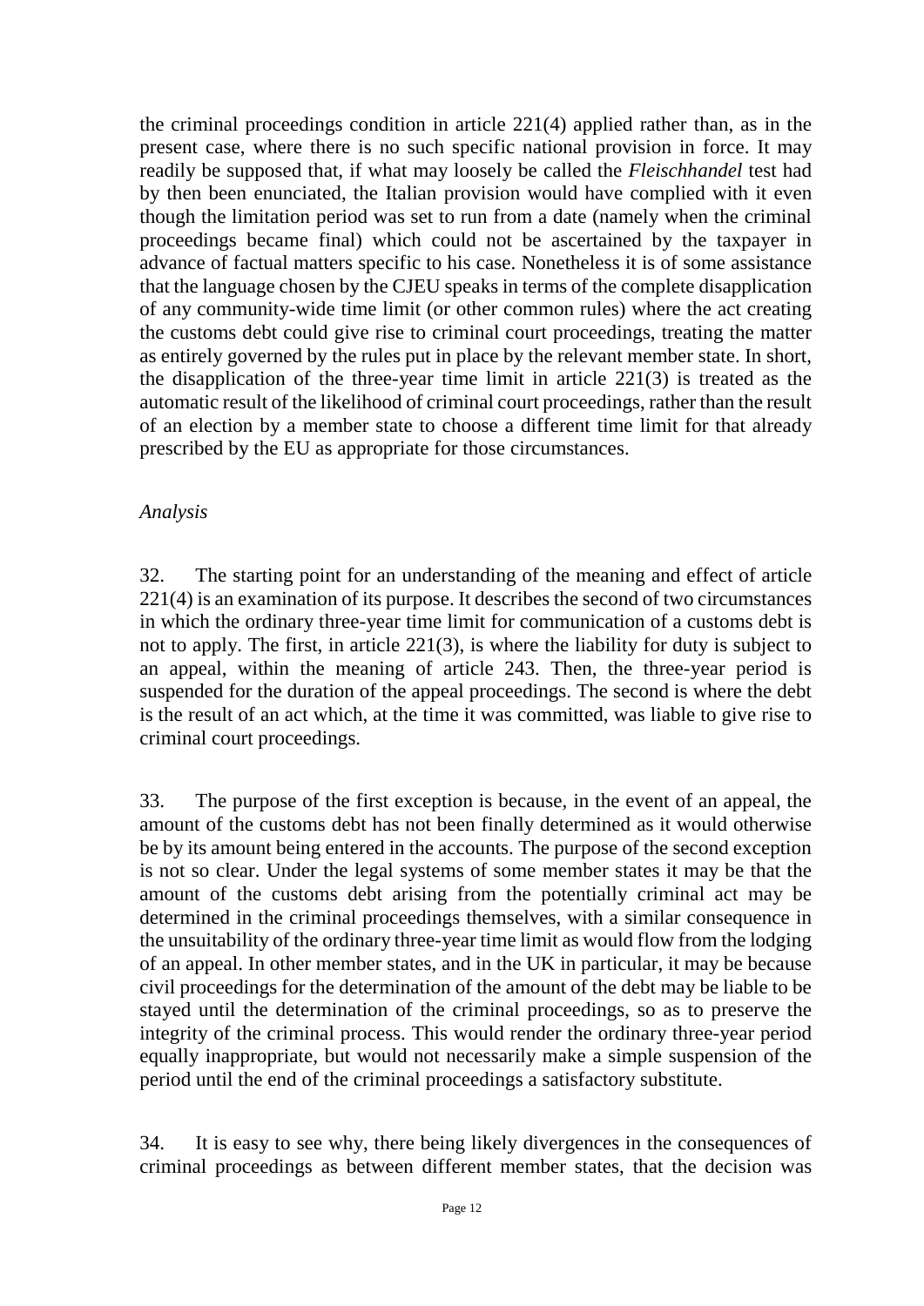the criminal proceedings condition in article 221(4) applied rather than, as in the present case, where there is no such specific national provision in force. It may readily be supposed that, if what may loosely be called the *Fleischhandel* test had by then been enunciated, the Italian provision would have complied with it even though the limitation period was set to run from a date (namely when the criminal proceedings became final) which could not be ascertained by the taxpayer in advance of factual matters specific to his case. Nonetheless it is of some assistance that the language chosen by the CJEU speaks in terms of the complete disapplication of any community-wide time limit (or other common rules) where the act creating the customs debt could give rise to criminal court proceedings, treating the matter as entirely governed by the rules put in place by the relevant member state. In short, the disapplication of the three-year time limit in article 221(3) is treated as the automatic result of the likelihood of criminal court proceedings, rather than the result of an election by a member state to choose a different time limit for that already prescribed by the EU as appropriate for those circumstances.

*Analysis*

32. The starting point for an understanding of the meaning and effect of article 221(4) is an examination of its purpose. It describes the second of two circumstances in which the ordinary three-year time limit for communication of a customs debt is not to apply. The first, in article 221(3), is where the liability for duty is subject to an appeal, within the meaning of article 243. Then, the three-year period is suspended for the duration of the appeal proceedings. The second is where the debt is the result of an act which, at the time it was committed, was liable to give rise to criminal court proceedings.

33. The purpose of the first exception is because, in the event of an appeal, the amount of the customs debt has not been finally determined as it would otherwise be by its amount being entered in the accounts. The purpose of the second exception is not so clear. Under the legal systems of some member states it may be that the amount of the customs debt arising from the potentially criminal act may be determined in the criminal proceedings themselves, with a similar consequence in the unsuitability of the ordinary three-year time limit as would flow from the lodging of an appeal. In other member states, and in the UK in particular, it may be because civil proceedings for the determination of the amount of the debt may be liable to be stayed until the determination of the criminal proceedings, so as to preserve the integrity of the criminal process. This would render the ordinary three-year period equally inappropriate, but would not necessarily make a simple suspension of the period until the end of the criminal proceedings a satisfactory substitute.

34. It is easy to see why, there being likely divergences in the consequences of criminal proceedings as between different member states, that the decision was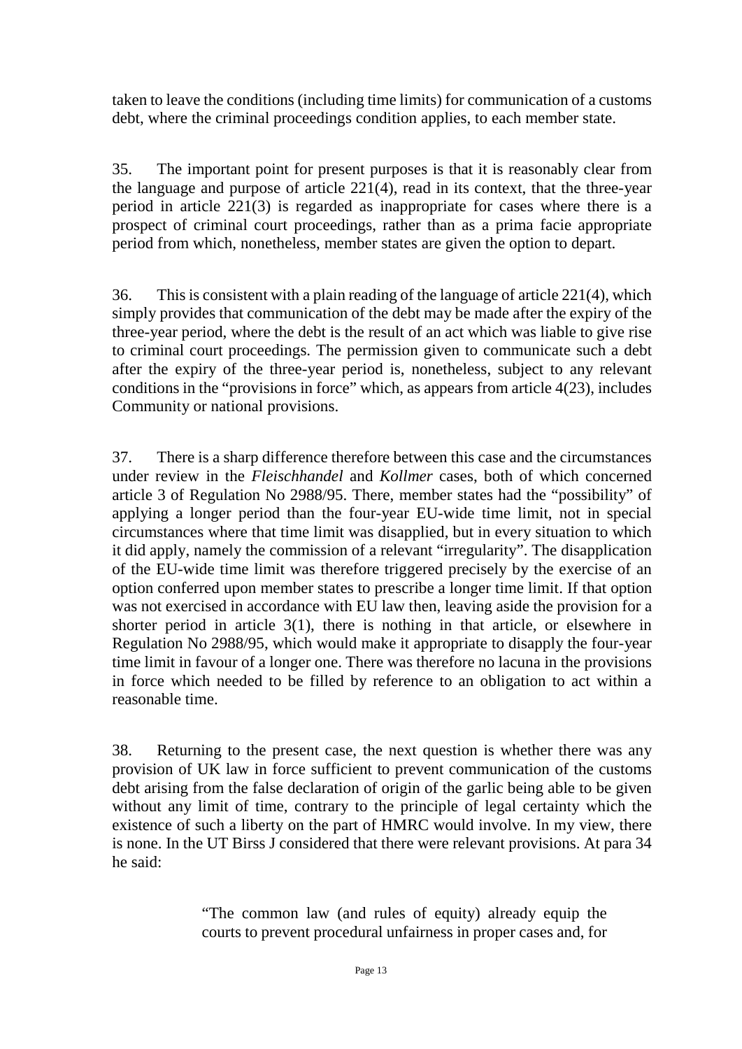taken to leave the conditions (including time limits) for communication of a customs debt, where the criminal proceedings condition applies, to each member state.

35. The important point for present purposes is that it is reasonably clear from the language and purpose of article 221(4), read in its context, that the three-year period in article 221(3) is regarded as inappropriate for cases where there is a prospect of criminal court proceedings, rather than as a prima facie appropriate period from which, nonetheless, member states are given the option to depart.

36. This is consistent with a plain reading of the language of article 221(4), which simply provides that communication of the debt may be made after the expiry of the three-year period, where the debt is the result of an act which was liable to give rise to criminal court proceedings. The permission given to communicate such a debt after the expiry of the three-year period is, nonetheless, subject to any relevant conditions in the "provisions in force" which, as appears from article 4(23), includes Community or national provisions.

37. There is a sharp difference therefore between this case and the circumstances under review in the *Fleischhandel* and *Kollmer* cases, both of which concerned article 3 of Regulation No 2988/95. There, member states had the "possibility" of applying a longer period than the four-year EU-wide time limit, not in special circumstances where that time limit was disapplied, but in every situation to which it did apply, namely the commission of a relevant "irregularity". The disapplication of the EU-wide time limit was therefore triggered precisely by the exercise of an option conferred upon member states to prescribe a longer time limit. If that option was not exercised in accordance with EU law then, leaving aside the provision for a shorter period in article 3(1), there is nothing in that article, or elsewhere in Regulation No 2988/95, which would make it appropriate to disapply the four-year time limit in favour of a longer one. There was therefore no lacuna in the provisions in force which needed to be filled by reference to an obligation to act within a reasonable time.

38. Returning to the present case, the next question is whether there was any provision of UK law in force sufficient to prevent communication of the customs debt arising from the false declaration of origin of the garlic being able to be given without any limit of time, contrary to the principle of legal certainty which the existence of such a liberty on the part of HMRC would involve. In my view, there is none. In the UT Birss J considered that there were relevant provisions. At para 34 he said:

> "The common law (and rules of equity) already equip the courts to prevent procedural unfairness in proper cases and, for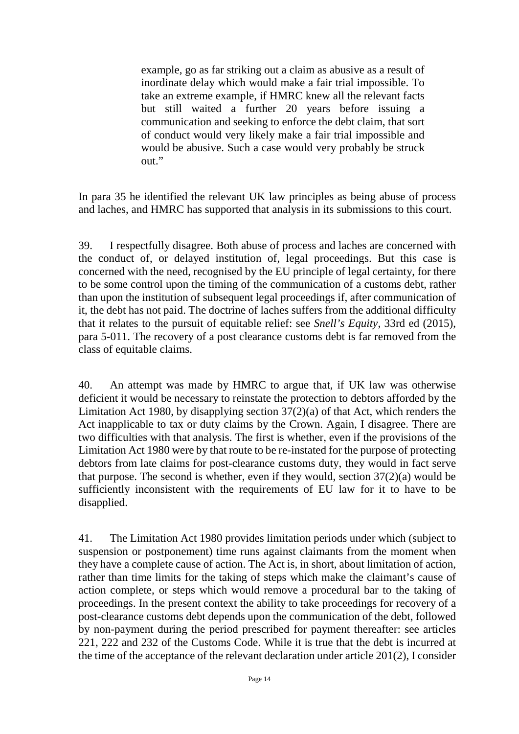> example, go as far striking out a claim as abusive as a result of inordinate delay which would make a fair trial impossible. To take an extreme example, if HMRC knew all the relevant facts but still waited a further 20 years before issuing a communication and seeking to enforce the debt claim, that sort of conduct would very likely make a fair trial impossible and would be abusive. Such a case would very probably be struck out."

In para 35 he identified the relevant UK law principles as being abuse of process and laches, and HMRC has supported that analysis in its submissions to this court.

39. I respectfully disagree. Both abuse of process and laches are concerned with the conduct of, or delayed institution of, legal proceedings. But this case is concerned with the need, recognised by the EU principle of legal certainty, for there to be some control upon the timing of the communication of a customs debt, rather than upon the institution of subsequent legal proceedings if, after communication of it, the debt has not paid. The doctrine of laches suffers from the additional difficulty that it relates to the pursuit of equitable relief: see *Snell's Equity*, 33rd ed (2015), para 5-011. The recovery of a post clearance customs debt is far removed from the class of equitable claims.

40. An attempt was made by HMRC to argue that, if UK law was otherwise deficient it would be necessary to reinstate the protection to debtors afforded by the Limitation Act 1980, by disapplying section 37(2)(a) of that Act, which renders the Act inapplicable to tax or duty claims by the Crown. Again, I disagree. There are two difficulties with that analysis. The first is whether, even if the provisions of the Limitation Act 1980 were by that route to be re-instated for the purpose of protecting debtors from late claims for post-clearance customs duty, they would in fact serve that purpose. The second is whether, even if they would, section 37(2)(a) would be sufficiently inconsistent with the requirements of EU law for it to have to be disapplied.

41. The Limitation Act 1980 provides limitation periods under which (subject to suspension or postponement) time runs against claimants from the moment when they have a complete cause of action. The Act is, in short, about limitation of action, rather than time limits for the taking of steps which make the claimant's cause of action complete, or steps which would remove a procedural bar to the taking of proceedings. In the present context the ability to take proceedings for recovery of a post-clearance customs debt depends upon the communication of the debt, followed by non-payment during the period prescribed for payment thereafter: see articles 221, 222 and 232 of the Customs Code. While it is true that the debt is incurred at the time of the acceptance of the relevant declaration under article 201(2), I consider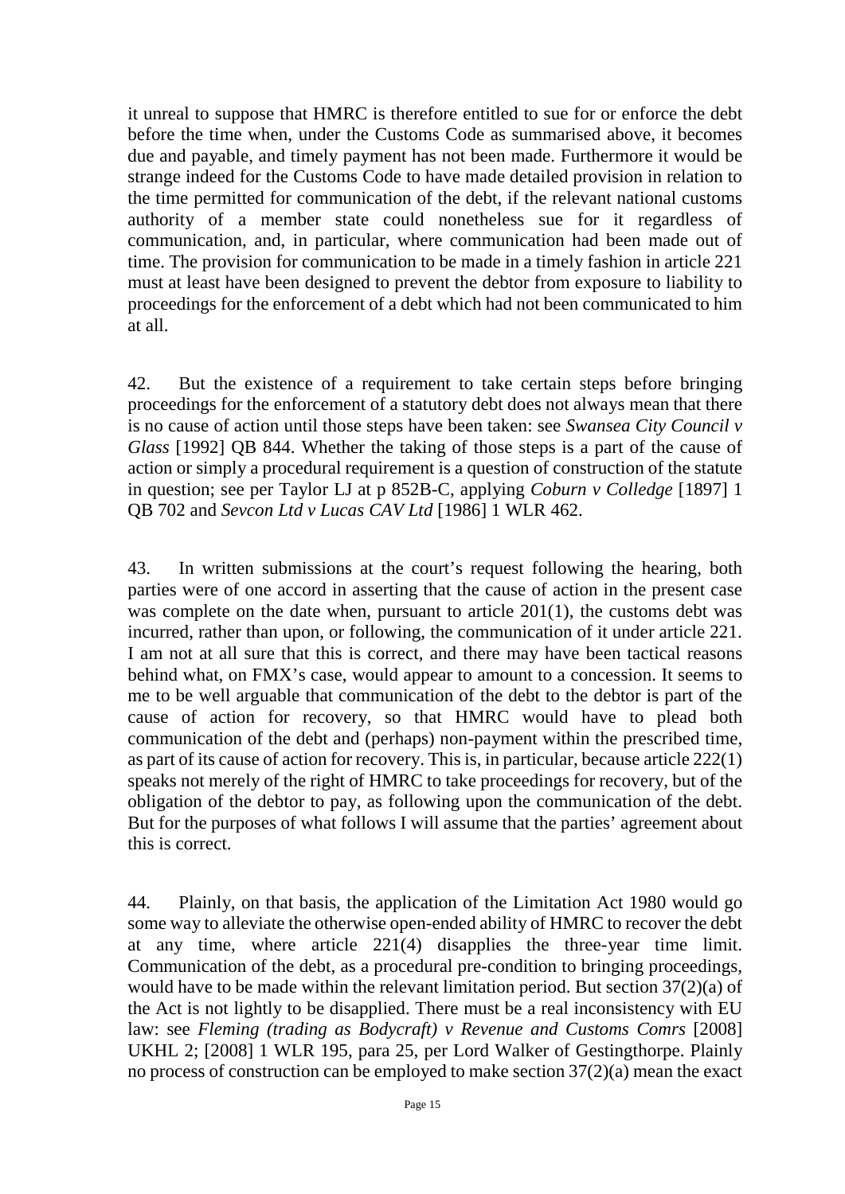it unreal to suppose that HMRC is therefore entitled to sue for or enforce the debt before the time when, under the Customs Code as summarised above, it becomes due and payable, and timely payment has not been made. Furthermore it would be strange indeed for the Customs Code to have made detailed provision in relation to the time permitted for communication of the debt, if the relevant national customs authority of a member state could nonetheless sue for it regardless of communication, and, in particular, where communication had been made out of time. The provision for communication to be made in a timely fashion in article 221 must at least have been designed to prevent the debtor from exposure to liability to proceedings for the enforcement of a debt which had not been communicated to him at all.

42. But the existence of a requirement to take certain steps before bringing proceedings for the enforcement of a statutory debt does not always mean that there is no cause of action until those steps have been taken: see *Swansea City Council v Glass* [1992] QB 844. Whether the taking of those steps is a part of the cause of action or simply a procedural requirement is a question of construction of the statute in question; see per Taylor LJ at p 852B-C, applying *Coburn v Colledge* [1897] 1 QB 702 and *Sevcon Ltd v Lucas CAV Ltd* [1986] 1 WLR 462.

43. In written submissions at the court's request following the hearing, both parties were of one accord in asserting that the cause of action in the present case was complete on the date when, pursuant to article 201(1), the customs debt was incurred, rather than upon, or following, the communication of it under article 221. I am not at all sure that this is correct, and there may have been tactical reasons behind what, on FMX's case, would appear to amount to a concession. It seems to me to be well arguable that communication of the debt to the debtor is part of the cause of action for recovery, so that HMRC would have to plead both communication of the debt and (perhaps) non-payment within the prescribed time, as part of its cause of action for recovery. This is, in particular, because article 222(1) speaks not merely of the right of HMRC to take proceedings for recovery, but of the obligation of the debtor to pay, as following upon the communication of the debt. But for the purposes of what follows I will assume that the parties' agreement about this is correct.

44. Plainly, on that basis, the application of the Limitation Act 1980 would go some way to alleviate the otherwise open-ended ability of HMRC to recover the debt at any time, where article 221(4) disapplies the three-year time limit. Communication of the debt, as a procedural pre-condition to bringing proceedings, would have to be made within the relevant limitation period. But section 37(2)(a) of the Act is not lightly to be disapplied. There must be a real inconsistency with EU law: see *Fleming (trading as Bodycraft) v Revenue and Customs Comrs* [2008] UKHL 2; [2008] 1 WLR 195, para 25, per Lord Walker of Gestingthorpe. Plainly no process of construction can be employed to make section 37(2)(a) mean the exact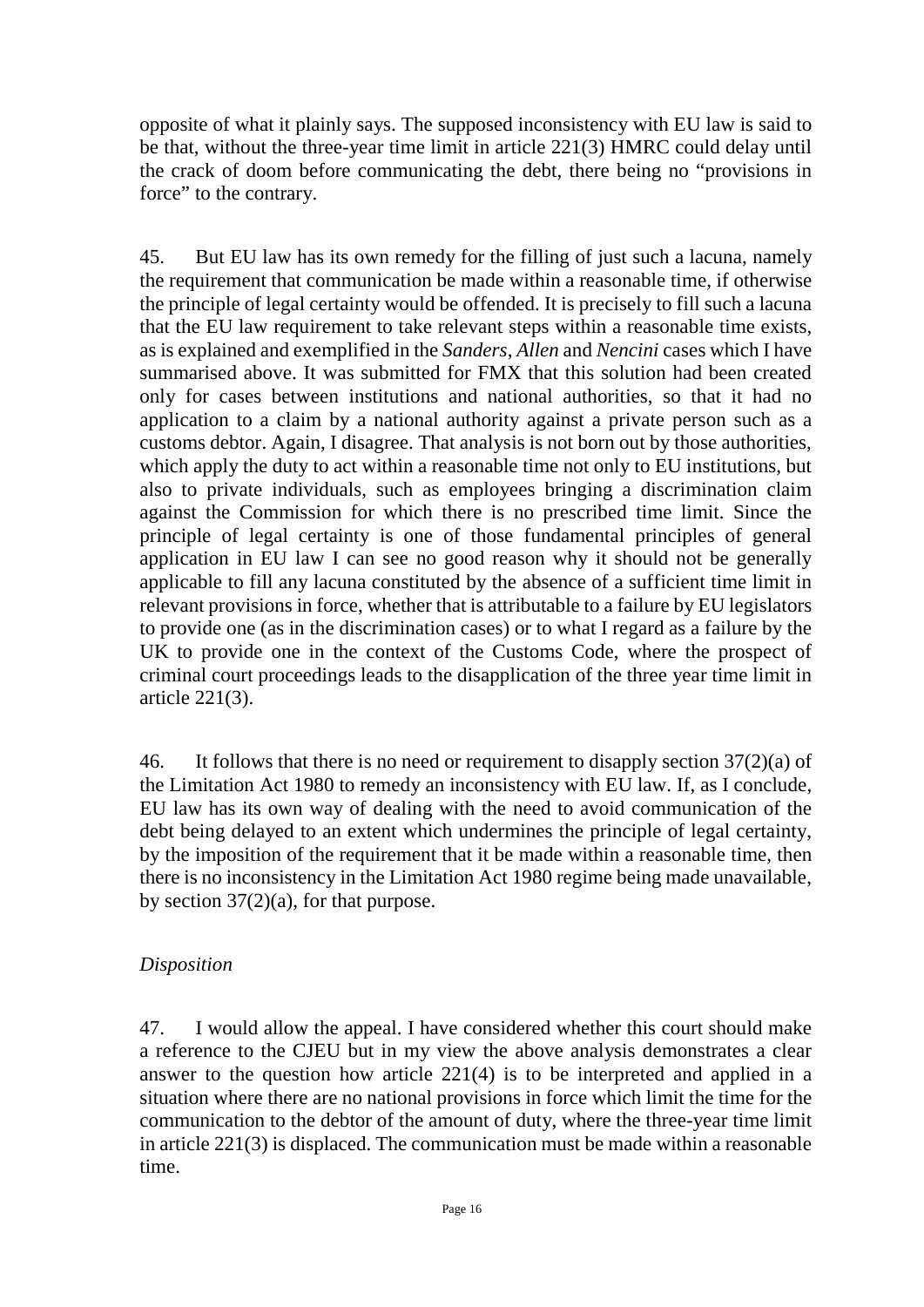opposite of what it plainly says. The supposed inconsistency with EU law is said to be that, without the three-year time limit in article 221(3) HMRC could delay until the crack of doom before communicating the debt, there being no "provisions in force" to the contrary.

45. But EU law has its own remedy for the filling of just such a lacuna, namely the requirement that communication be made within a reasonable time, if otherwise the principle of legal certainty would be offended. It is precisely to fill such a lacuna that the EU law requirement to take relevant steps within a reasonable time exists, as is explained and exemplified in the *Sanders*, *Allen* and *Nencini* cases which I have summarised above. It was submitted for FMX that this solution had been created only for cases between institutions and national authorities, so that it had no application to a claim by a national authority against a private person such as a customs debtor. Again, I disagree. That analysis is not born out by those authorities, which apply the duty to act within a reasonable time not only to EU institutions, but also to private individuals, such as employees bringing a discrimination claim against the Commission for which there is no prescribed time limit. Since the principle of legal certainty is one of those fundamental principles of general application in EU law I can see no good reason why it should not be generally applicable to fill any lacuna constituted by the absence of a sufficient time limit in relevant provisions in force, whether that is attributable to a failure by EU legislators to provide one (as in the discrimination cases) or to what I regard as a failure by the UK to provide one in the context of the Customs Code, where the prospect of criminal court proceedings leads to the disapplication of the three year time limit in article 221(3).

46. It follows that there is no need or requirement to disapply section 37(2)(a) of the Limitation Act 1980 to remedy an inconsistency with EU law. If, as I conclude, EU law has its own way of dealing with the need to avoid communication of the debt being delayed to an extent which undermines the principle of legal certainty, by the imposition of the requirement that it be made within a reasonable time, then there is no inconsistency in the Limitation Act 1980 regime being made unavailable, by section 37(2)(a), for that purpose.

*Disposition*

47. I would allow the appeal. I have considered whether this court should make a reference to the CJEU but in my view the above analysis demonstrates a clear answer to the question how article 221(4) is to be interpreted and applied in a situation where there are no national provisions in force which limit the time for the communication to the debtor of the amount of duty, where the three-year time limit in article 221(3) is displaced. The communication must be made within a reasonable time.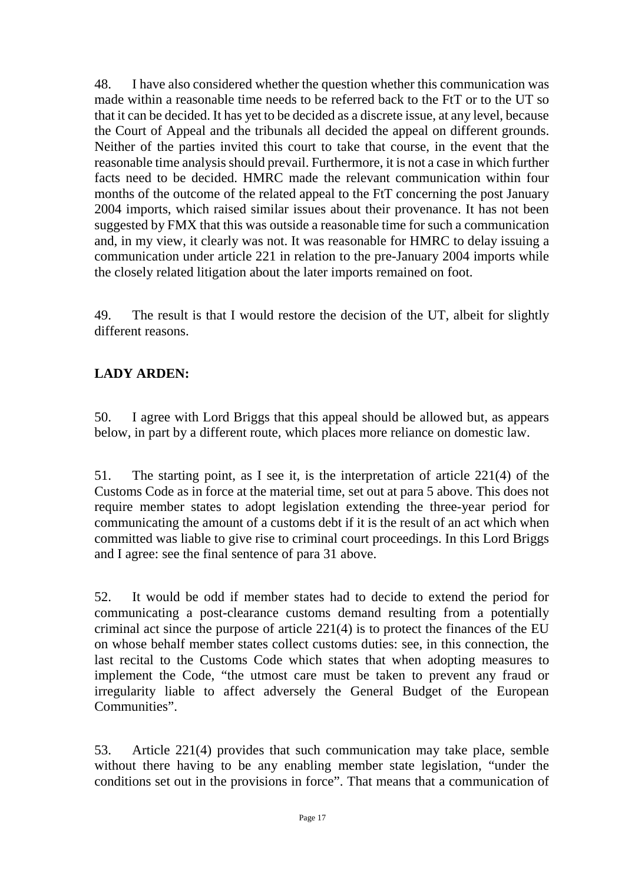48. I have also considered whether the question whether this communication was made within a reasonable time needs to be referred back to the FtT or to the UT so that it can be decided. It has yet to be decided as a discrete issue, at any level, because the Court of Appeal and the tribunals all decided the appeal on different grounds. Neither of the parties invited this court to take that course, in the event that the reasonable time analysis should prevail. Furthermore, it is not a case in which further facts need to be decided. HMRC made the relevant communication within four months of the outcome of the related appeal to the FtT concerning the post January 2004 imports, which raised similar issues about their provenance. It has not been suggested by FMX that this was outside a reasonable time for such a communication and, in my view, it clearly was not. It was reasonable for HMRC to delay issuing a communication under article 221 in relation to the pre-January 2004 imports while the closely related litigation about the later imports remained on foot.

49. The result is that I would restore the decision of the UT, albeit for slightly different reasons.

**LADY ARDEN:**

50. I agree with Lord Briggs that this appeal should be allowed but, as appears below, in part by a different route, which places more reliance on domestic law.

51. The starting point, as I see it, is the interpretation of article 221(4) of the Customs Code as in force at the material time, set out at para 5 above. This does not require member states to adopt legislation extending the three-year period for communicating the amount of a customs debt if it is the result of an act which when committed was liable to give rise to criminal court proceedings. In this Lord Briggs and I agree: see the final sentence of para 31 above.

52. It would be odd if member states had to decide to extend the period for communicating a post-clearance customs demand resulting from a potentially criminal act since the purpose of article 221(4) is to protect the finances of the EU on whose behalf member states collect customs duties: see, in this connection, the last recital to the Customs Code which states that when adopting measures to implement the Code, "the utmost care must be taken to prevent any fraud or irregularity liable to affect adversely the General Budget of the European Communities".

53. Article 221(4) provides that such communication may take place, semble without there having to be any enabling member state legislation, "under the conditions set out in the provisions in force". That means that a communication of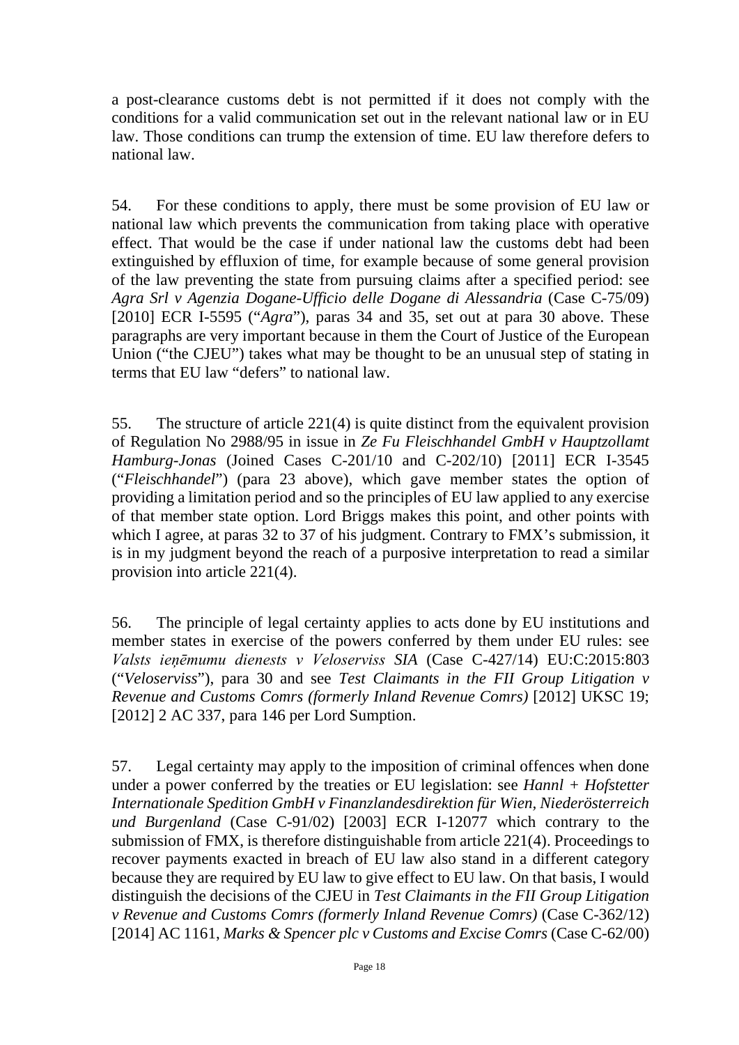a post-clearance customs debt is not permitted if it does not comply with the conditions for a valid communication set out in the relevant national law or in EU law. Those conditions can trump the extension of time. EU law therefore defers to national law.

54. For these conditions to apply, there must be some provision of EU law or national law which prevents the communication from taking place with operative effect. That would be the case if under national law the customs debt had been extinguished by effluxion of time, for example because of some general provision of the law preventing the state from pursuing claims after a specified period: see *Agra Srl v Agenzia Dogane-Ufficio delle Dogane di Alessandria* (Case C-75/09) [2010] ECR I-5595 ("*Agra*"), paras 34 and 35, set out at para 30 above. These paragraphs are very important because in them the Court of Justice of the European Union ("the CJEU") takes what may be thought to be an unusual step of stating in terms that EU law "defers" to national law.

55. The structure of article 221(4) is quite distinct from the equivalent provision of Regulation No 2988/95 in issue in *Ze Fu Fleischhandel GmbH v Hauptzollamt Hamburg-Jonas* (Joined Cases C-201/10 and C-202/10) [2011] ECR I-3545 ("*Fleischhandel*") (para 23 above), which gave member states the option of providing a limitation period and so the principles of EU law applied to any exercise of that member state option. Lord Briggs makes this point, and other points with which I agree, at paras 32 to 37 of his judgment. Contrary to FMX's submission, it is in my judgment beyond the reach of a purposive interpretation to read a similar provision into article 221(4).

56. The principle of legal certainty applies to acts done by EU institutions and member states in exercise of the powers conferred by them under EU rules: see *Valsts ieņēmumu dienests v Veloserviss SIA* (Case C-427/14) EU:C:2015:803 ("*Veloserviss*"), para 30 and see *Test Claimants in the FII Group Litigation v Revenue and Customs Comrs (formerly Inland Revenue Comrs)* [2012] UKSC 19; [2012] 2 AC 337, para 146 per Lord Sumption.

57. Legal certainty may apply to the imposition of criminal offences when done under a power conferred by the treaties or EU legislation: see *Hannl + Hofstetter Internationale Spedition GmbH v Finanzlandesdirektion für Wien, Niederösterreich und Burgenland* (Case C-91/02) [2003] ECR I-12077 which contrary to the submission of FMX, is therefore distinguishable from article 221(4). Proceedings to recover payments exacted in breach of EU law also stand in a different category because they are required by EU law to give effect to EU law. On that basis, I would distinguish the decisions of the CJEU in *Test Claimants in the FII Group Litigation v Revenue and Customs Comrs (formerly Inland Revenue Comrs)* (Case C-362/12) [2014] AC 1161, *Marks & Spencer plc v Customs and Excise Comrs* (Case C-62/00)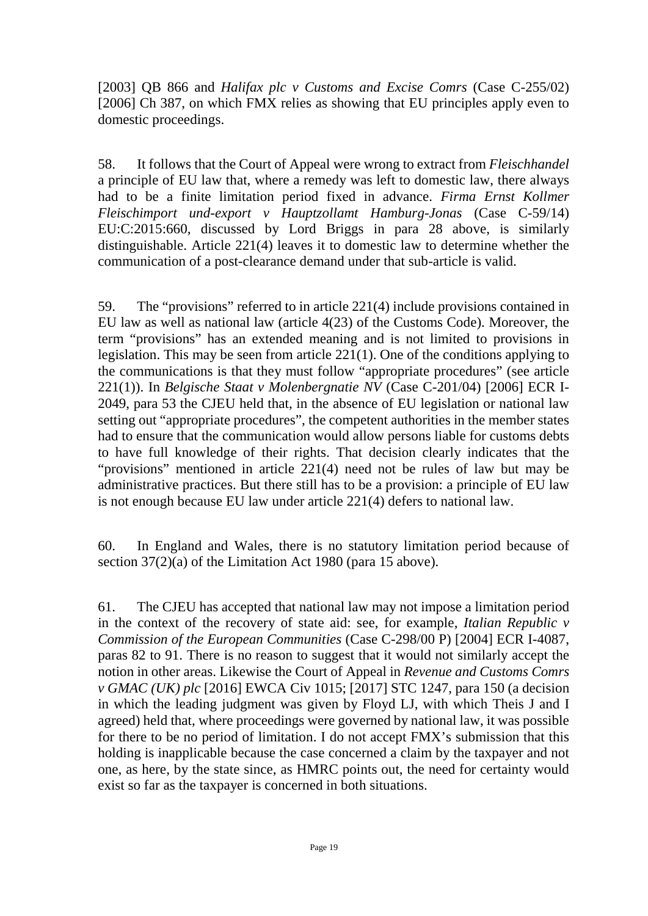[2003] QB 866 and *Halifax plc v Customs and Excise Comrs* (Case C-255/02) [2006] Ch 387, on which FMX relies as showing that EU principles apply even to domestic proceedings.

58. It follows that the Court of Appeal were wrong to extract from *Fleischhandel* a principle of EU law that, where a remedy was left to domestic law, there always had to be a finite limitation period fixed in advance. *Firma Ernst Kollmer Fleischimport und-export v Hauptzollamt Hamburg-Jonas* (Case C-59/14) EU:C:2015:660, discussed by Lord Briggs in para 28 above, is similarly distinguishable. Article 221(4) leaves it to domestic law to determine whether the communication of a post-clearance demand under that sub-article is valid.

59. The "provisions" referred to in article 221(4) include provisions contained in EU law as well as national law (article 4(23) of the Customs Code). Moreover, the term "provisions" has an extended meaning and is not limited to provisions in legislation. This may be seen from article 221(1). One of the conditions applying to the communications is that they must follow "appropriate procedures" (see article 221(1)). In *Belgische Staat v Molenbergnatie NV* (Case C-201/04) [2006] ECR I-2049, para 53 the CJEU held that, in the absence of EU legislation or national law setting out "appropriate procedures", the competent authorities in the member states had to ensure that the communication would allow persons liable for customs debts to have full knowledge of their rights. That decision clearly indicates that the "provisions" mentioned in article 221(4) need not be rules of law but may be administrative practices. But there still has to be a provision: a principle of EU law is not enough because EU law under article 221(4) defers to national law.

60. In England and Wales, there is no statutory limitation period because of section 37(2)(a) of the Limitation Act 1980 (para 15 above).

61. The CJEU has accepted that national law may not impose a limitation period in the context of the recovery of state aid: see, for example, *Italian Republic v Commission of the European Communities* (Case C-298/00 P) [2004] ECR I-4087, paras 82 to 91. There is no reason to suggest that it would not similarly accept the notion in other areas. Likewise the Court of Appeal in *Revenue and Customs Comrs v GMAC (UK) plc* [2016] EWCA Civ 1015; [2017] STC 1247, para 150 (a decision in which the leading judgment was given by Floyd LJ, with which Theis J and I agreed) held that, where proceedings were governed by national law, it was possible for there to be no period of limitation. I do not accept FMX's submission that this holding is inapplicable because the case concerned a claim by the taxpayer and not one, as here, by the state since, as HMRC points out, the need for certainty would exist so far as the taxpayer is concerned in both situations.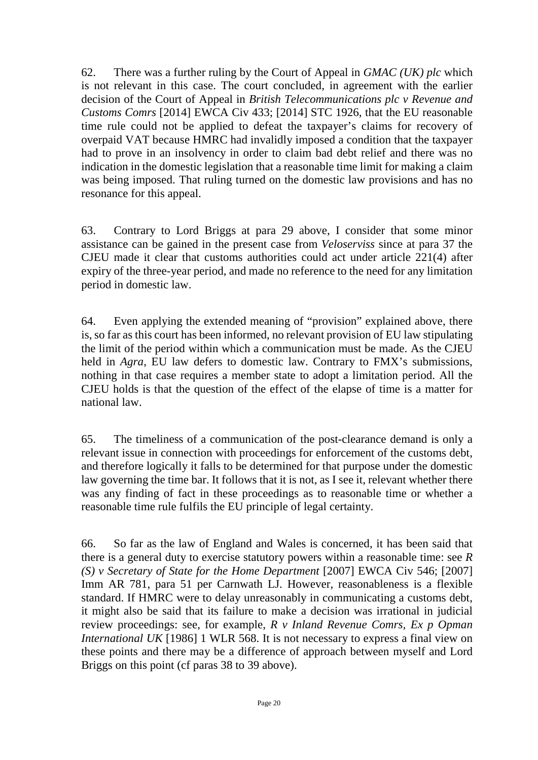62. There was a further ruling by the Court of Appeal in *GMAC (UK) plc* which is not relevant in this case. The court concluded, in agreement with the earlier decision of the Court of Appeal in *British Telecommunications plc v Revenue and Customs Comrs* [2014] EWCA Civ 433; [2014] STC 1926, that the EU reasonable time rule could not be applied to defeat the taxpayer's claims for recovery of overpaid VAT because HMRC had invalidly imposed a condition that the taxpayer had to prove in an insolvency in order to claim bad debt relief and there was no indication in the domestic legislation that a reasonable time limit for making a claim was being imposed. That ruling turned on the domestic law provisions and has no resonance for this appeal.

63. Contrary to Lord Briggs at para 29 above, I consider that some minor assistance can be gained in the present case from *Veloserviss* since at para 37 the CJEU made it clear that customs authorities could act under article 221(4) after expiry of the three-year period, and made no reference to the need for any limitation period in domestic law.

64. Even applying the extended meaning of "provision" explained above, there is, so far as this court has been informed, no relevant provision of EU law stipulating the limit of the period within which a communication must be made. As the CJEU held in *Agra*, EU law defers to domestic law. Contrary to FMX's submissions, nothing in that case requires a member state to adopt a limitation period. All the CJEU holds is that the question of the effect of the elapse of time is a matter for national law.

65. The timeliness of a communication of the post-clearance demand is only a relevant issue in connection with proceedings for enforcement of the customs debt, and therefore logically it falls to be determined for that purpose under the domestic law governing the time bar. It follows that it is not, as I see it, relevant whether there was any finding of fact in these proceedings as to reasonable time or whether a reasonable time rule fulfils the EU principle of legal certainty.

66. So far as the law of England and Wales is concerned, it has been said that there is a general duty to exercise statutory powers within a reasonable time: see *R (S) v Secretary of State for the Home Department* [2007] EWCA Civ 546; [2007] Imm AR 781, para 51 per Carnwath LJ. However, reasonableness is a flexible standard. If HMRC were to delay unreasonably in communicating a customs debt, it might also be said that its failure to make a decision was irrational in judicial review proceedings: see, for example, *R v Inland Revenue Comrs, Ex p Opman International UK* [1986] 1 WLR 568. It is not necessary to express a final view on these points and there may be a difference of approach between myself and Lord Briggs on this point (cf paras 38 to 39 above).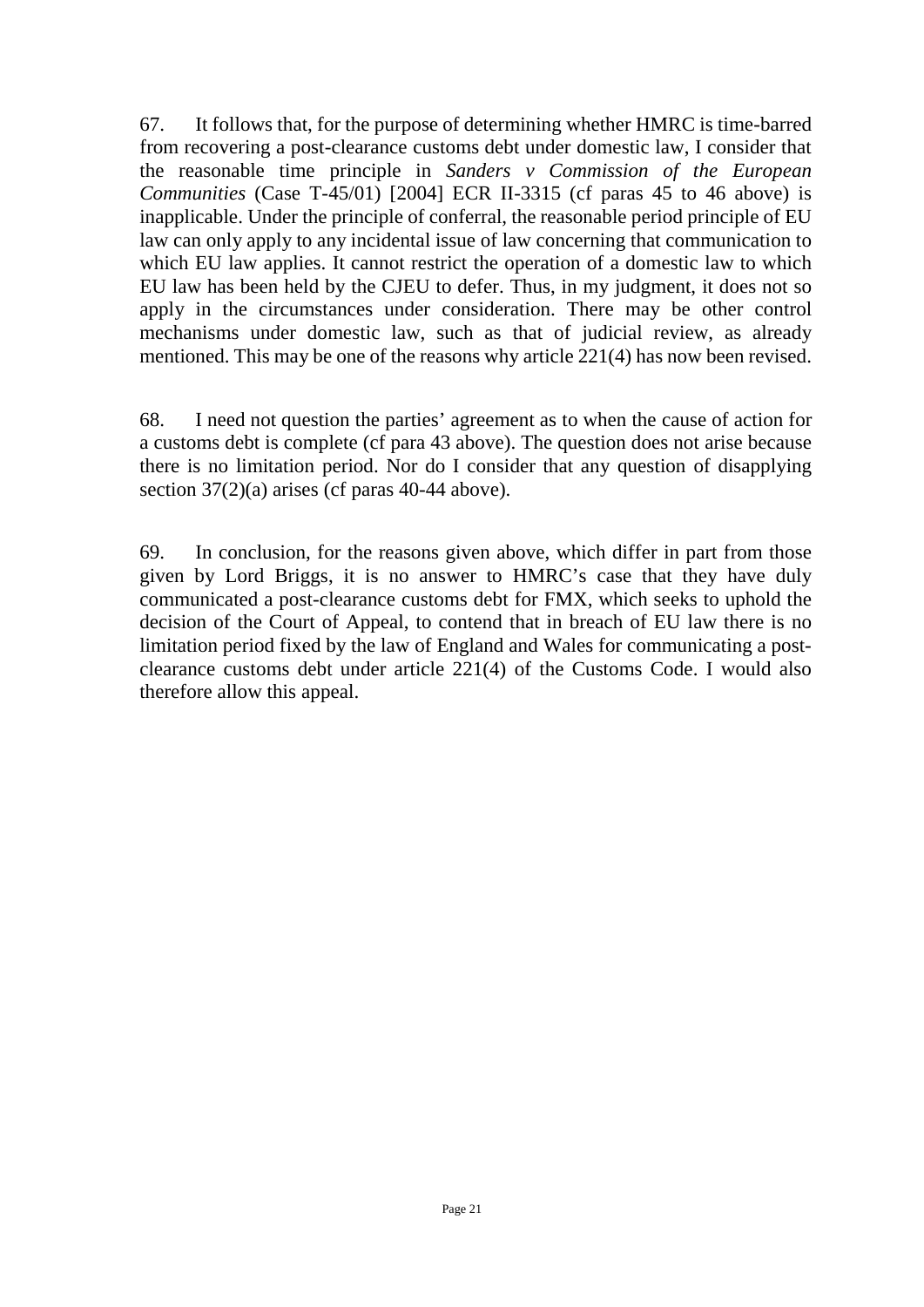67. It follows that, for the purpose of determining whether HMRC is time-barred from recovering a post-clearance customs debt under domestic law, I consider that the reasonable time principle in *Sanders v Commission of the European Communities* (Case T-45/01) [2004] ECR II-3315 (cf paras 45 to 46 above) is inapplicable. Under the principle of conferral, the reasonable period principle of EU law can only apply to any incidental issue of law concerning that communication to which EU law applies. It cannot restrict the operation of a domestic law to which EU law has been held by the CJEU to defer. Thus, in my judgment, it does not so apply in the circumstances under consideration. There may be other control mechanisms under domestic law, such as that of judicial review, as already mentioned. This may be one of the reasons why article 221(4) has now been revised.

68. I need not question the parties' agreement as to when the cause of action for a customs debt is complete (cf para 43 above). The question does not arise because there is no limitation period. Nor do I consider that any question of disapplying section 37(2)(a) arises (cf paras 40-44 above).

69. In conclusion, for the reasons given above, which differ in part from those given by Lord Briggs, it is no answer to HMRC's case that they have duly communicated a post-clearance customs debt for FMX, which seeks to uphold the decision of the Court of Appeal, to contend that in breach of EU law there is no limitation period fixed by the law of England and Wales for communicating a post-clearance customs debt under article 221(4) of the Customs Code. I would also therefore allow this appeal.